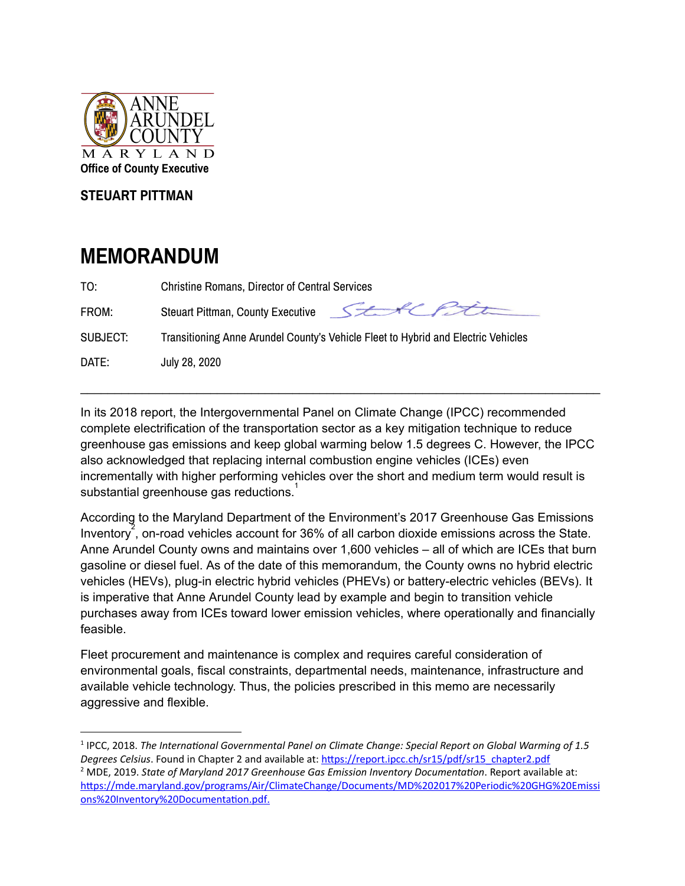ANNE ARUNDEL COUNTY
MARYLAND
**Office of County Executive**

**STEUART PITTMAN**

# MEMORANDUM

TO: Christine Romans, Director of Central Services

FROM: Steuart Pittman, County Executive

SUBJECT: Transitioning Anne Arundel County's Vehicle Fleet to Hybrid and Electric Vehicles

DATE: July 28, 2020

---

In its 2018 report, the Intergovernmental Panel on Climate Change (IPCC) recommended complete electrification of the transportation sector as a key mitigation technique to reduce greenhouse gas emissions and keep global warming below 1.5 degrees C. However, the IPCC also acknowledged that replacing internal combustion engine vehicles (ICEs) even incrementally with higher performing vehicles over the short and medium term would result is substantial greenhouse gas reductions.[1]

According to the Maryland Department of the Environment's 2017 Greenhouse Gas Emissions Inventory[2], on-road vehicles account for 36% of all carbon dioxide emissions across the State. Anne Arundel County owns and maintains over 1,600 vehicles – all of which are ICEs that burn gasoline or diesel fuel. As of the date of this memorandum, the County owns no hybrid electric vehicles (HEVs), plug-in electric hybrid vehicles (PHEVs) or battery-electric vehicles (BEVs). It is imperative that Anne Arundel County lead by example and begin to transition vehicle purchases away from ICEs toward lower emission vehicles, where operationally and financially feasible.

Fleet procurement and maintenance is complex and requires careful consideration of environmental goals, fiscal constraints, departmental needs, maintenance, infrastructure and available vehicle technology. Thus, the policies prescribed in this memo are necessarily aggressive and flexible.

---

[1] IPCC, 2018. *The International Governmental Panel on Climate Change: Special Report on Global Warming of 1.5 Degrees Celsius*. Found in Chapter 2 and available at: https://report.ipcc.ch/sr15/pdf/sr15_chapter2.pdf

[2] MDE, 2019. *State of Maryland 2017 Greenhouse Gas Emission Inventory Documentation*. Report available at: https://mde.maryland.gov/programs/Air/ClimateChange/Documents/MD%202017%20Periodic%20GHG%20Emissions%20Inventory%20Documentation.pdf.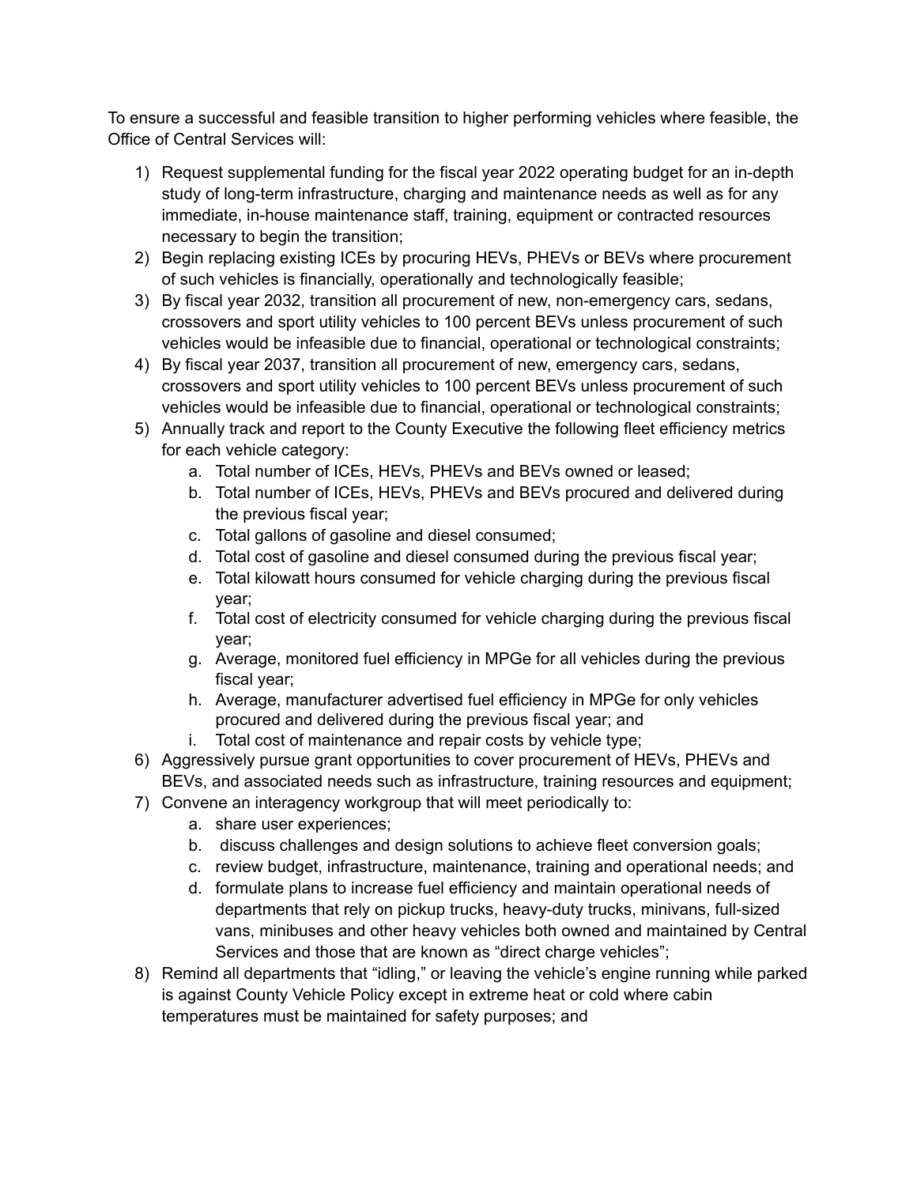To ensure a successful and feasible transition to higher performing vehicles where feasible, the Office of Central Services will:

1) Request supplemental funding for the fiscal year 2022 operating budget for an in-depth study of long-term infrastructure, charging and maintenance needs as well as for any immediate, in-house maintenance staff, training, equipment or contracted resources necessary to begin the transition;
2) Begin replacing existing ICEs by procuring HEVs, PHEVs or BEVs where procurement of such vehicles is financially, operationally and technologically feasible;
3) By fiscal year 2032, transition all procurement of new, non-emergency cars, sedans, crossovers and sport utility vehicles to 100 percent BEVs unless procurement of such vehicles would be infeasible due to financial, operational or technological constraints;
4) By fiscal year 2037, transition all procurement of new, emergency cars, sedans, crossovers and sport utility vehicles to 100 percent BEVs unless procurement of such vehicles would be infeasible due to financial, operational or technological constraints;
5) Annually track and report to the County Executive the following fleet efficiency metrics for each vehicle category:
    a. Total number of ICEs, HEVs, PHEVs and BEVs owned or leased;
    b. Total number of ICEs, HEVs, PHEVs and BEVs procured and delivered during the previous fiscal year;
    c. Total gallons of gasoline and diesel consumed;
    d. Total cost of gasoline and diesel consumed during the previous fiscal year;
    e. Total kilowatt hours consumed for vehicle charging during the previous fiscal year;
    f. Total cost of electricity consumed for vehicle charging during the previous fiscal year;
    g. Average, monitored fuel efficiency in MPGe for all vehicles during the previous fiscal year;
    h. Average, manufacturer advertised fuel efficiency in MPGe for only vehicles procured and delivered during the previous fiscal year; and
    i. Total cost of maintenance and repair costs by vehicle type;
6) Aggressively pursue grant opportunities to cover procurement of HEVs, PHEVs and BEVs, and associated needs such as infrastructure, training resources and equipment;
7) Convene an interagency workgroup that will meet periodically to:
    a. share user experiences;
    b. discuss challenges and design solutions to achieve fleet conversion goals;
    c. review budget, infrastructure, maintenance, training and operational needs; and
    d. formulate plans to increase fuel efficiency and maintain operational needs of departments that rely on pickup trucks, heavy-duty trucks, minivans, full-sized vans, minibuses and other heavy vehicles both owned and maintained by Central Services and those that are known as "direct charge vehicles";
8) Remind all departments that "idling," or leaving the vehicle's engine running while parked is against County Vehicle Policy except in extreme heat or cold where cabin temperatures must be maintained for safety purposes; and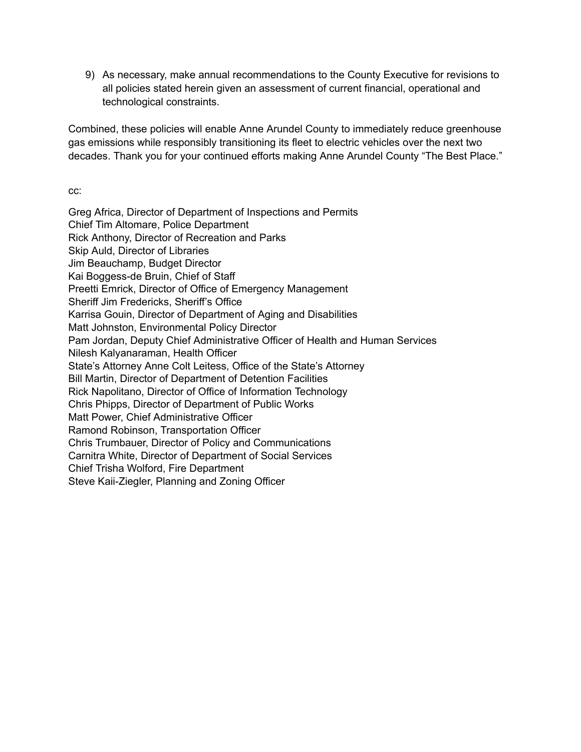9) As necessary, make annual recommendations to the County Executive for revisions to all policies stated herein given an assessment of current financial, operational and technological constraints.

Combined, these policies will enable Anne Arundel County to immediately reduce greenhouse gas emissions while responsibly transitioning its fleet to electric vehicles over the next two decades. Thank you for your continued efforts making Anne Arundel County "The Best Place."

cc:

Greg Africa, Director of Department of Inspections and Permits
Chief Tim Altomare, Police Department
Rick Anthony, Director of Recreation and Parks
Skip Auld, Director of Libraries
Jim Beauchamp, Budget Director
Kai Boggess-de Bruin, Chief of Staff
Preetti Emrick, Director of Office of Emergency Management
Sheriff Jim Fredericks, Sheriff's Office
Karrisa Gouin, Director of Department of Aging and Disabilities
Matt Johnston, Environmental Policy Director
Pam Jordan, Deputy Chief Administrative Officer of Health and Human Services
Nilesh Kalyanaraman, Health Officer
State's Attorney Anne Colt Leitess, Office of the State's Attorney
Bill Martin, Director of Department of Detention Facilities
Rick Napolitano, Director of Office of Information Technology
Chris Phipps, Director of Department of Public Works
Matt Power, Chief Administrative Officer
Ramond Robinson, Transportation Officer
Chris Trumbauer, Director of Policy and Communications
Carnitra White, Director of Department of Social Services
Chief Trisha Wolford, Fire Department
Steve Kaii-Ziegler, Planning and Zoning Officer